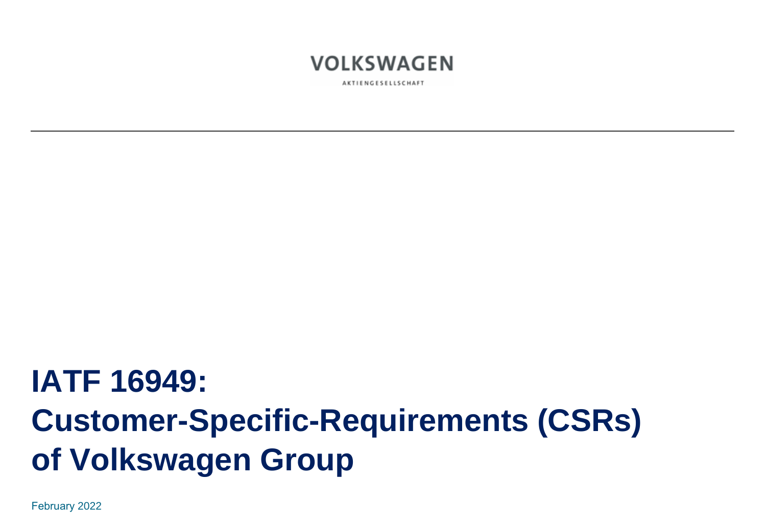VOLKSWAGEN

AKTIENGESELLSCHAFT

---

# IATF 16949: Customer-Specific-Requirements (CSRs) of Volkswagen Group

February 2022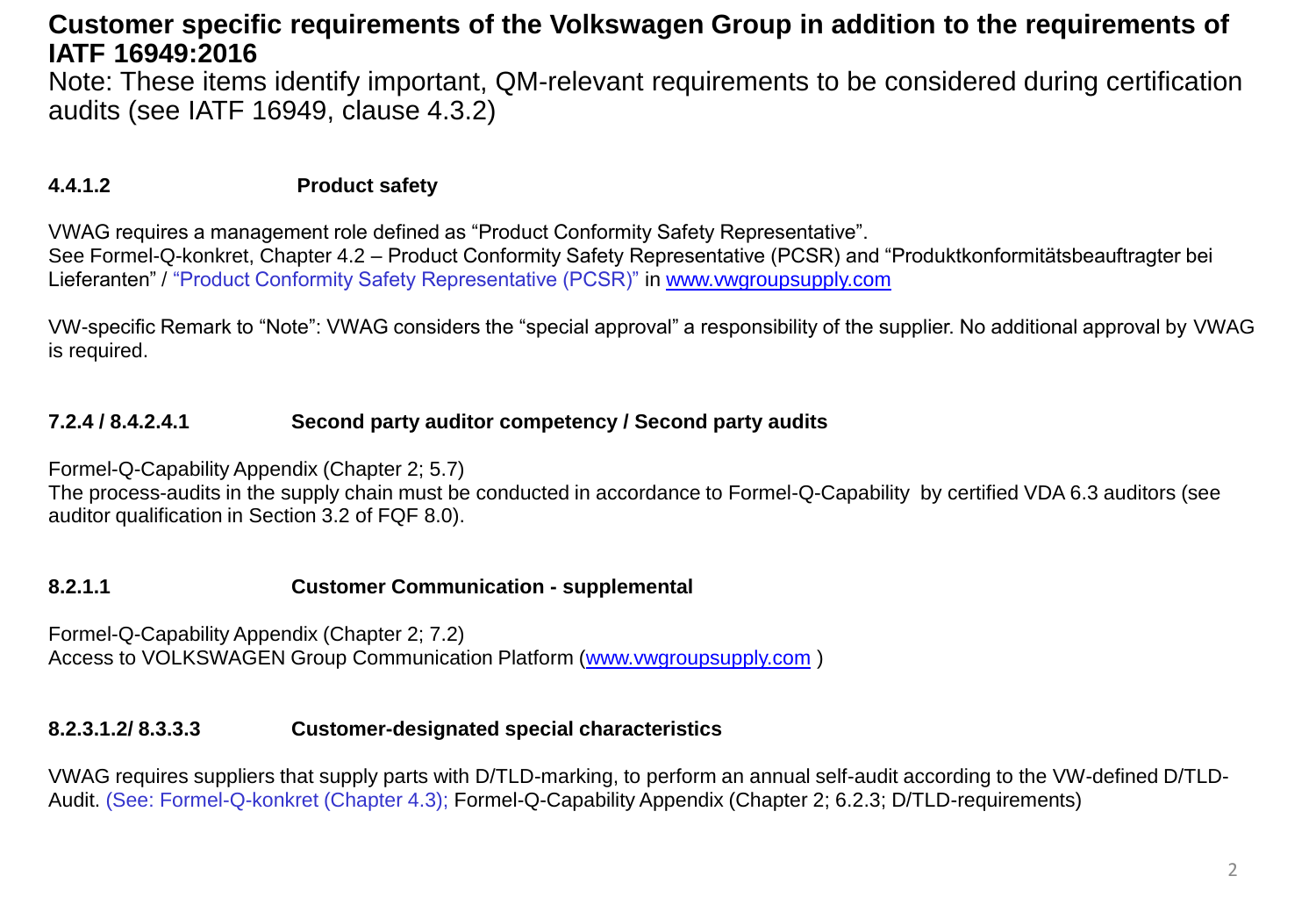## Customer specific requirements of the Volkswagen Group in addition to the requirements of IATF 16949:2016

Note: These items identify important, QM-relevant requirements to be considered during certification audits (see IATF 16949, clause 4.3.2)

### 4.4.1.2 Product safety

VWAG requires a management role defined as "Product Conformity Safety Representative".
See Formel-Q-konkret, Chapter 4.2 – Product Conformity Safety Representative (PCSR) and "Produktkonformitätsbeauftragter bei Lieferanten" / "Product Conformity Safety Representative (PCSR)" in [www.vwgroupsupply.com](http://www.vwgroupsupply.com)

VW-specific Remark to "Note": VWAG considers the "special approval" a responsibility of the supplier. No additional approval by VWAG is required.

### 7.2.4 / 8.4.2.4.1 Second party auditor competency / Second party audits

Formel-Q-Capability Appendix (Chapter 2; 5.7)
The process-audits in the supply chain must be conducted in accordance to Formel-Q-Capability by certified VDA 6.3 auditors (see auditor qualification in Section 3.2 of FQF 8.0).

### 8.2.1.1 Customer Communication - supplemental

Formel-Q-Capability Appendix (Chapter 2; 7.2)
Access to VOLKSWAGEN Group Communication Platform ([www.vwgroupsupply.com](http://www.vwgroupsupply.com) )

### 8.2.3.1.2/ 8.3.3.3 Customer-designated special characteristics

VWAG requires suppliers that supply parts with D/TLD-marking, to perform an annual self-audit according to the VW-defined D/TLD-Audit. (See: Formel-Q-konkret (Chapter 4.3); Formel-Q-Capability Appendix (Chapter 2; 6.2.3; D/TLD-requirements)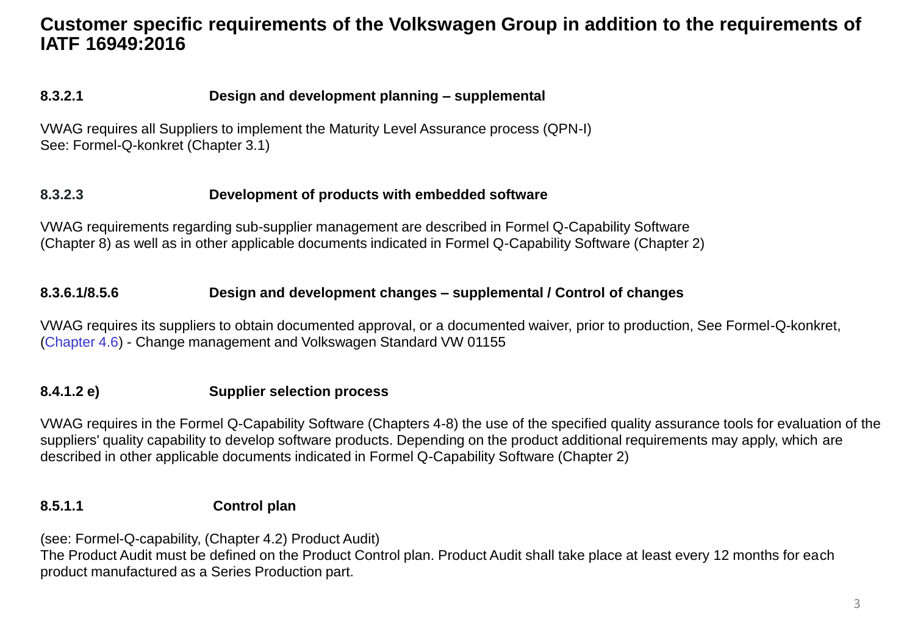# Customer specific requirements of the Volkswagen Group in addition to the requirements of IATF 16949:2016

### 8.3.2.1 Design and development planning – supplemental

VWAG requires all Suppliers to implement the Maturity Level Assurance process (QPN-I)
See: Formel-Q-konkret (Chapter 3.1)

### 8.3.2.3 Development of products with embedded software

VWAG requirements regarding sub-supplier management are described in Formel Q-Capability Software (Chapter 8) as well as in other applicable documents indicated in Formel Q-Capability Software (Chapter 2)

### 8.3.6.1/8.5.6 Design and development changes – supplemental / Control of changes

VWAG requires its suppliers to obtain documented approval, or a documented waiver, prior to production, See Formel-Q-konkret, (Chapter 4.6) - Change management and Volkswagen Standard VW 01155

### 8.4.1.2 e) Supplier selection process

VWAG requires in the Formel Q-Capability Software (Chapters 4-8) the use of the specified quality assurance tools for evaluation of the suppliers' quality capability to develop software products. Depending on the product additional requirements may apply, which are described in other applicable documents indicated in Formel Q-Capability Software (Chapter 2)

### 8.5.1.1 Control plan

(see: Formel-Q-capability, (Chapter 4.2) Product Audit)
The Product Audit must be defined on the Product Control plan. Product Audit shall take place at least every 12 months for each product manufactured as a Series Production part.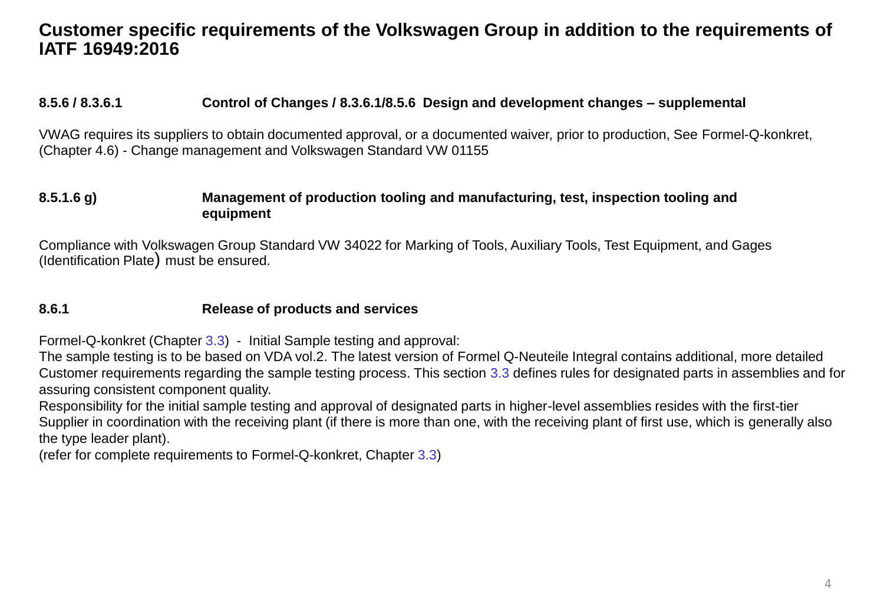# Customer specific requirements of the Volkswagen Group in addition to the requirements of IATF 16949:2016

**8.5.6 / 8.3.6.1 Control of Changes / 8.3.6.1/8.5.6 Design and development changes – supplemental**

VWAG requires its suppliers to obtain documented approval, or a documented waiver, prior to production, See Formel-Q-konkret, (Chapter 4.6) - Change management and Volkswagen Standard VW 01155

**8.5.1.6 g) Management of production tooling and manufacturing, test, inspection tooling and equipment**

Compliance with Volkswagen Group Standard VW 34022 for Marking of Tools, Auxiliary Tools, Test Equipment, and Gages (Identification Plate) must be ensured.

**8.6.1 Release of products and services**

Formel-Q-konkret (Chapter 3.3) - Initial Sample testing and approval:
The sample testing is to be based on VDA vol.2. The latest version of Formel Q-Neuteile Integral contains additional, more detailed Customer requirements regarding the sample testing process. This section 3.3 defines rules for designated parts in assemblies and for assuring consistent component quality.
Responsibility for the initial sample testing and approval of designated parts in higher-level assemblies resides with the first-tier Supplier in coordination with the receiving plant (if there is more than one, with the receiving plant of first use, which is generally also the type leader plant).
(refer for complete requirements to Formel-Q-konkret, Chapter 3.3)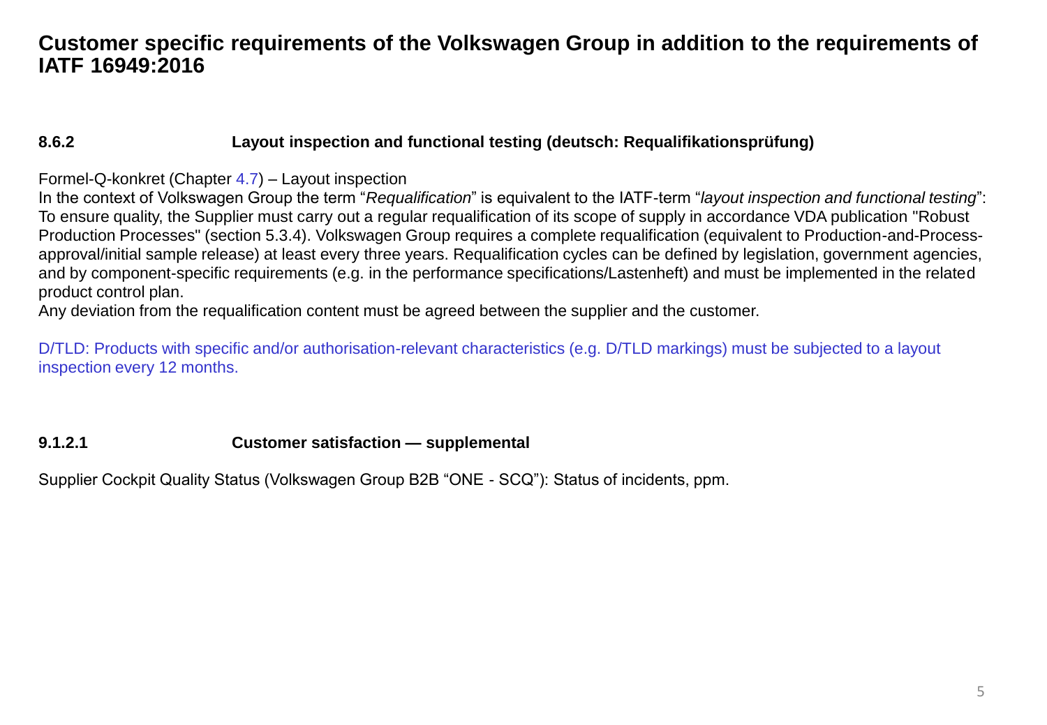# Customer specific requirements of the Volkswagen Group in addition to the requirements of IATF 16949:2016

### 8.6.2 Layout inspection and functional testing (deutsch: Requalifikationsprüfung)

Formel-Q-konkret (Chapter 4.7) – Layout inspection
In the context of Volkswagen Group the term "*Requalification*" is equivalent to the IATF-term "*layout inspection and functional testing*": To ensure quality, the Supplier must carry out a regular requalification of its scope of supply in accordance VDA publication "Robust Production Processes" (section 5.3.4). Volkswagen Group requires a complete requalification (equivalent to Production-and-Process-approval/initial sample release) at least every three years. Requalification cycles can be defined by legislation, government agencies, and by component-specific requirements (e.g. in the performance specifications/Lastenheft) and must be implemented in the related product control plan.
Any deviation from the requalification content must be agreed between the supplier and the customer.

D/TLD: Products with specific and/or authorisation-relevant characteristics (e.g. D/TLD markings) must be subjected to a layout inspection every 12 months.

### 9.1.2.1 Customer satisfaction — supplemental

Supplier Cockpit Quality Status (Volkswagen Group B2B "ONE - SCQ"): Status of incidents, ppm.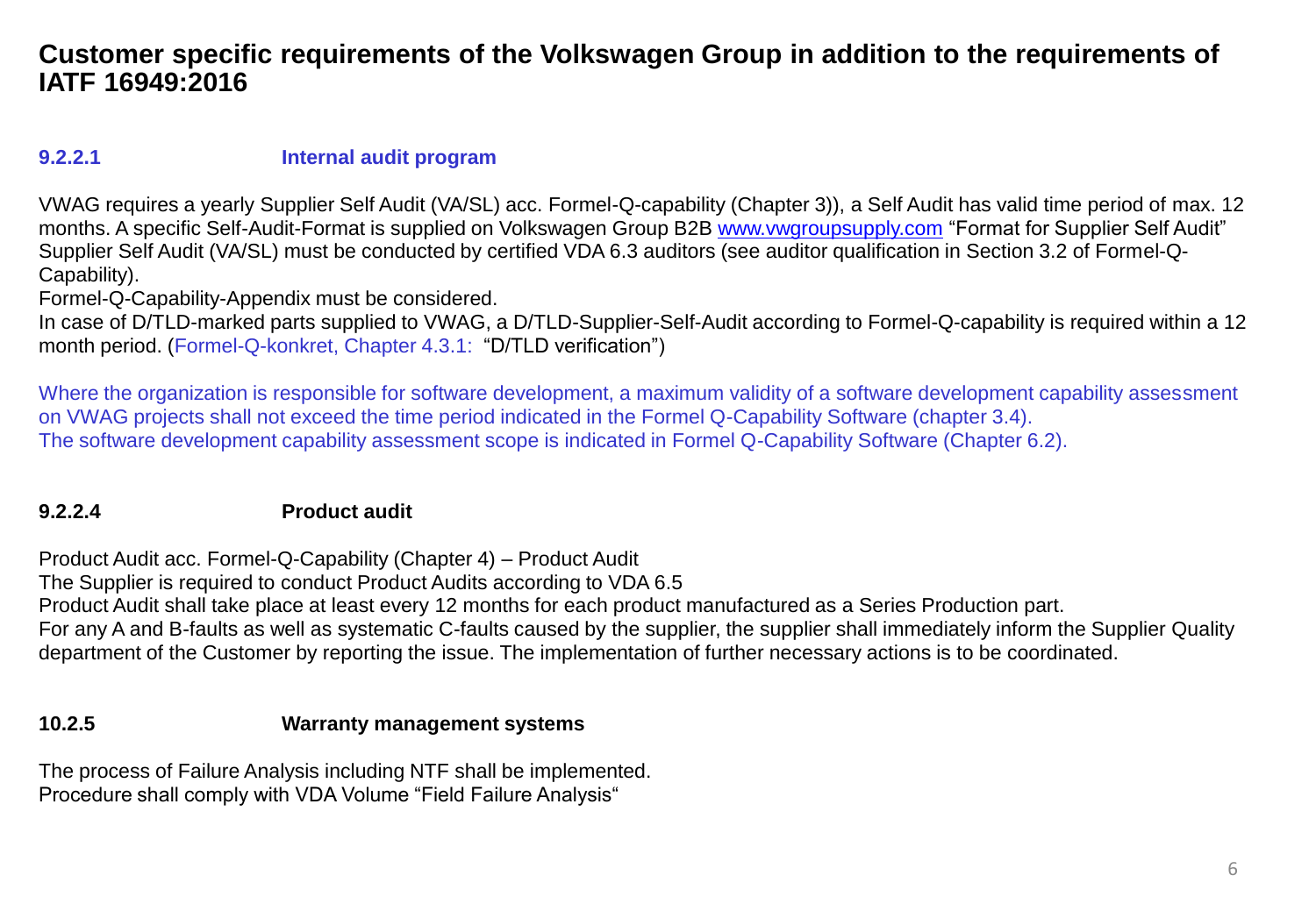# Customer specific requirements of the Volkswagen Group in addition to the requirements of IATF 16949:2016

## 9.2.2.1 Internal audit program

VWAG requires a yearly Supplier Self Audit (VA/SL) acc. Formel-Q-capability (Chapter 3)), a Self Audit has valid time period of max. 12 months. A specific Self-Audit-Format is supplied on Volkswagen Group B2B www.vwgroupsupply.com "Format for Supplier Self Audit" Supplier Self Audit (VA/SL) must be conducted by certified VDA 6.3 auditors (see auditor qualification in Section 3.2 of Formel-Q-Capability).
Formel-Q-Capability-Appendix must be considered.
In case of D/TLD-marked parts supplied to VWAG, a D/TLD-Supplier-Self-Audit according to Formel-Q-capability is required within a 12 month period. (Formel-Q-konkret, Chapter 4.3.1: "D/TLD verification")

Where the organization is responsible for software development, a maximum validity of a software development capability assessment on VWAG projects shall not exceed the time period indicated in the Formel Q-Capability Software (chapter 3.4).
The software development capability assessment scope is indicated in Formel Q-Capability Software (Chapter 6.2).

## 9.2.2.4 Product audit

Product Audit acc. Formel-Q-Capability (Chapter 4) – Product Audit
The Supplier is required to conduct Product Audits according to VDA 6.5
Product Audit shall take place at least every 12 months for each product manufactured as a Series Production part.
For any A and B-faults as well as systematic C-faults caused by the supplier, the supplier shall immediately inform the Supplier Quality department of the Customer by reporting the issue. The implementation of further necessary actions is to be coordinated.

## 10.2.5 Warranty management systems

The process of Failure Analysis including NTF shall be implemented.
Procedure shall comply with VDA Volume "Field Failure Analysis"